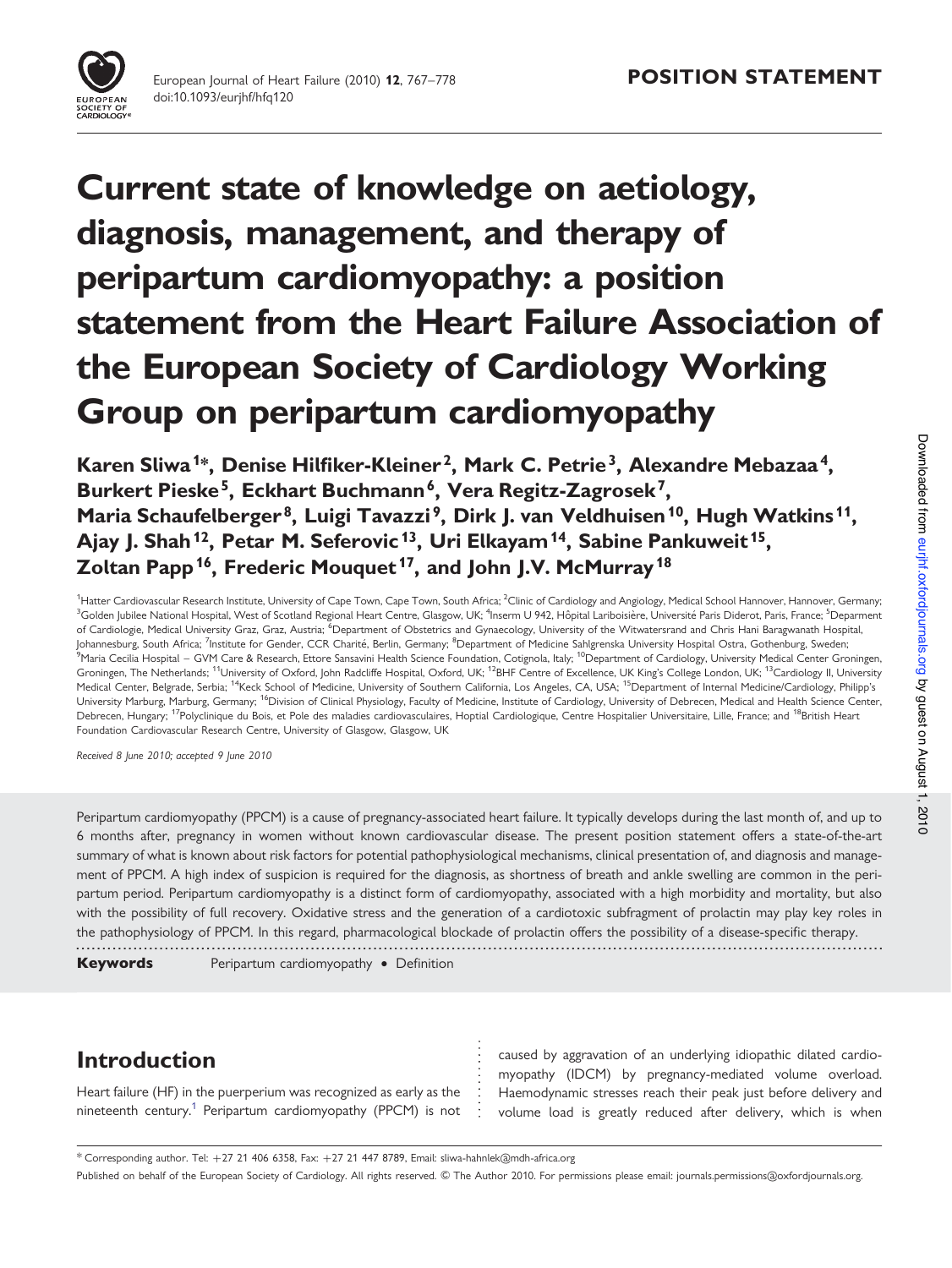# Current state of knowledge on aetiology, diagnosis, management, and therapy of peripartum cardiomyopathy: a position statement from the Heart Failure Association of the European Society of Cardiology Working Group on peripartum cardiomyopathy

**POSITION STATEMENT**

**Karen Sliwa[1]\*, Denise Hilfiker-Kleiner[2], Mark C. Petrie[3], Alexandre Mebazaa[4], Burkert Pieske[5], Eckhart Buchmann[6], Vera Regitz-Zagrosek[7], Maria Schaufelberger[8], Luigi Tavazzi[9], Dirk J. van Veldhuisen[10], Hugh Watkins[11], Ajay J. Shah[12], Petar M. Seferovic[13], Uri Elkayam[14], Sabine Pankuweit[15], Zoltan Papp[16], Frederic Mouquet[17], and John J.V. McMurray[18]**

[1]Hatter Cardiovascular Research Institute, University of Cape Town, Cape Town, South Africa; [2]Clinic of Cardiology and Angiology, Medical School Hannover, Hannover, Germany; [3]Golden Jubilee National Hospital, West of Scotland Regional Heart Centre, Glasgow, UK; [4]Inserm U 942, Hôpital Lariboisière, Université Paris Diderot, Paris, France; [5]Deparment of Cardiologie, Medical University Graz, Graz, Austria; [6]Department of Obstetrics and Gynaecology, University of the Witwatersrand and Chris Hani Baragwanath Hospital, Johannesburg, South Africa; [7]Institute for Gender, CCR Charité, Berlin, Germany; [8]Department of Medicine Sahlgrenska University Hospital Ostra, Gothenburg, Sweden; [9]Maria Cecilia Hospital – GVM Care & Research, Ettore Sansavini Health Science Foundation, Cotignola, Italy; [10]Department of Cardiology, University Medical Center Groningen, Groningen, The Netherlands; [11]University of Oxford, John Radcliffe Hospital, Oxford, UK; [12]BHF Centre of Excellence, UK King's College London, UK; [13]Cardiology II, University Medical Center, Belgrade, Serbia; [14]Keck School of Medicine, University of Southern California, Los Angeles, CA, USA; [15]Department of Internal Medicine/Cardiology, Philipp's University Marburg, Marburg, Germany; [16]Division of Clinical Physiology, Faculty of Medicine, Institute of Cardiology, University of Debrecen, Medical and Health Science Center, Debrecen, Hungary; [17]Polyclinique du Bois, et Pole des maladies cardiovasculaires, Hoptial Cardiologique, Centre Hospitalier Universitaire, Lille, France; and [18]British Heart Foundation Cardiovascular Research Centre, University of Glasgow, Glasgow, UK

*Received 8 June 2010; accepted 9 June 2010*

Peripartum cardiomyopathy (PPCM) is a cause of pregnancy-associated heart failure. It typically develops during the last month of, and up to 6 months after, pregnancy in women without known cardiovascular disease. The present position statement offers a state-of-the-art summary of what is known about risk factors for potential pathophysiological mechanisms, clinical presentation of, and diagnosis and management of PPCM. A high index of suspicion is required for the diagnosis, as shortness of breath and ankle swelling are common in the peripartum period. Peripartum cardiomyopathy is a distinct form of cardiomyopathy, associated with a high morbidity and mortality, but also with the possibility of full recovery. Oxidative stress and the generation of a cardiotoxic subfragment of prolactin may play key roles in the pathophysiology of PPCM. In this regard, pharmacological blockade of prolactin offers the possibility of a disease-specific therapy.

**Keywords** Peripartum cardiomyopathy • Definition

## Introduction

Heart failure (HF) in the puerperium was recognized as early as the nineteenth century.[1] Peripartum cardiomyopathy (PPCM) is not caused by aggravation of an underlying idiopathic dilated cardiomyopathy (IDCM) by pregnancy-mediated volume overload. Haemodynamic stresses reach their peak just before delivery and volume load is greatly reduced after delivery, which is when

\* Corresponding author. Tel: +27 21 406 6358, Fax: +27 21 447 8789, Email: sliwa-hahnlek@mdh-africa.org

Published on behalf of the European Society of Cardiology. All rights reserved. © The Author 2010. For permissions please email: journals.permissions@oxfordjournals.org.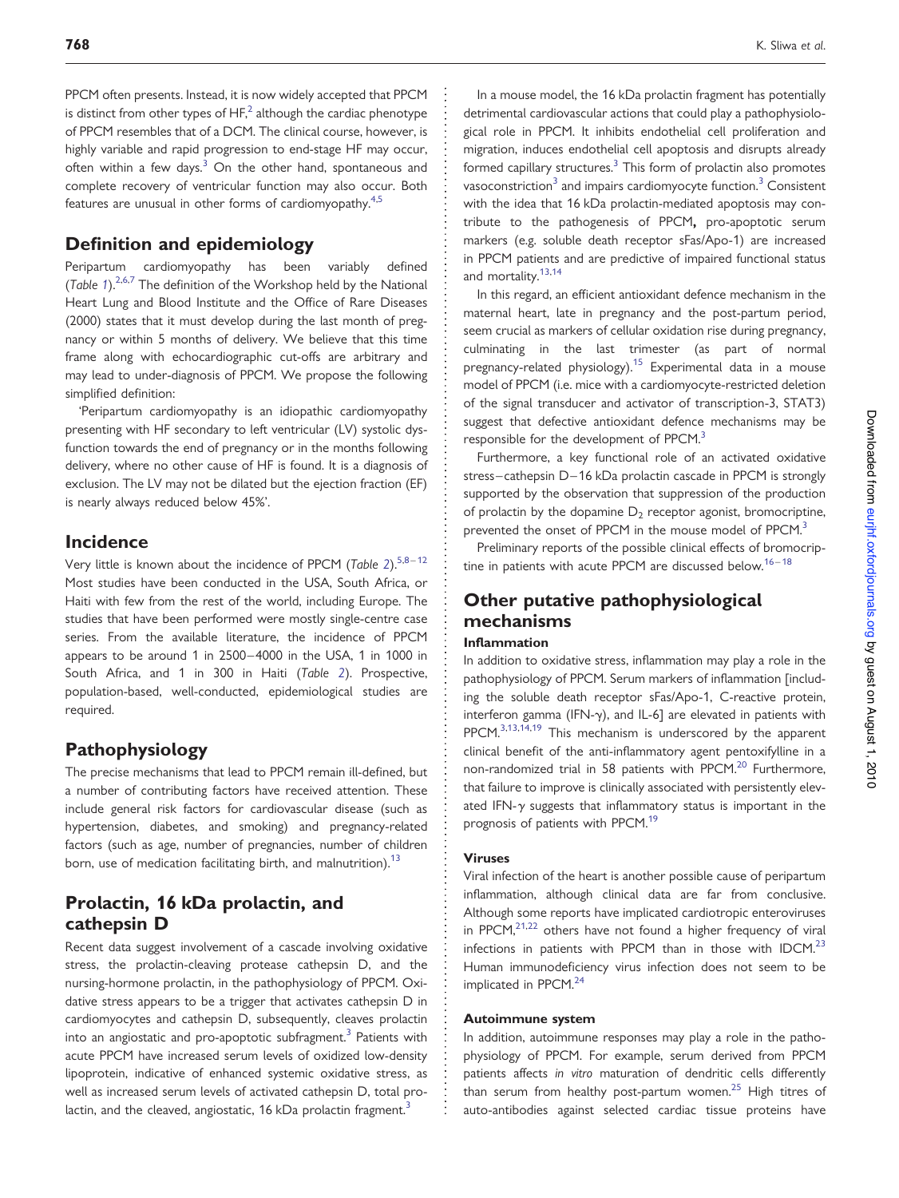PPCM often presents. Instead, it is now widely accepted that PPCM is distinct from other types of HF,[2] although the cardiac phenotype of PPCM resembles that of a DCM. The clinical course, however, is highly variable and rapid progression to end-stage HF may occur, often within a few days.[3] On the other hand, spontaneous and complete recovery of ventricular function may also occur. Both features are unusual in other forms of cardiomyopathy.[4,5]

## Definition and epidemiology

Peripartum cardiomyopathy has been variably defined (*Table 1*).[2,6,7] The definition of the Workshop held by the National Heart Lung and Blood Institute and the Office of Rare Diseases (2000) states that it must develop during the last month of pregnancy or within 5 months of delivery. We believe that this time frame along with echocardiographic cut-offs are arbitrary and may lead to under-diagnosis of PPCM. We propose the following simplified definition:

'Peripartum cardiomyopathy is an idiopathic cardiomyopathy presenting with HF secondary to left ventricular (LV) systolic dysfunction towards the end of pregnancy or in the months following delivery, where no other cause of HF is found. It is a diagnosis of exclusion. The LV may not be dilated but the ejection fraction (EF) is nearly always reduced below 45%'.

## Incidence

Very little is known about the incidence of PPCM (*Table 2*).[5,8–12] Most studies have been conducted in the USA, South Africa, or Haiti with few from the rest of the world, including Europe. The studies that have been performed were mostly single-centre case series. From the available literature, the incidence of PPCM appears to be around 1 in 2500–4000 in the USA, 1 in 1000 in South Africa, and 1 in 300 in Haiti (*Table 2*). Prospective, population-based, well-conducted, epidemiological studies are required.

## Pathophysiology

The precise mechanisms that lead to PPCM remain ill-defined, but a number of contributing factors have received attention. These include general risk factors for cardiovascular disease (such as hypertension, diabetes, and smoking) and pregnancy-related factors (such as age, number of pregnancies, number of children born, use of medication facilitating birth, and malnutrition).[13]

## Prolactin, 16 kDa prolactin, and cathepsin D

Recent data suggest involvement of a cascade involving oxidative stress, the prolactin-cleaving protease cathepsin D, and the nursing-hormone prolactin, in the pathophysiology of PPCM. Oxidative stress appears to be a trigger that activates cathepsin D in cardiomyocytes and cathepsin D, subsequently, cleaves prolactin into an angiostatic and pro-apoptotic subfragment.[3] Patients with acute PPCM have increased serum levels of oxidized low-density lipoprotein, indicative of enhanced systemic oxidative stress, as well as increased serum levels of activated cathepsin D, total prolactin, and the cleaved, angiostatic, 16 kDa prolactin fragment.[3]

In a mouse model, the 16 kDa prolactin fragment has potentially detrimental cardiovascular actions that could play a pathophysiological role in PPCM. It inhibits endothelial cell proliferation and migration, induces endothelial cell apoptosis and disrupts already formed capillary structures.[3] This form of prolactin also promotes vasoconstriction[3] and impairs cardiomyocyte function.[3] Consistent with the idea that 16 kDa prolactin-mediated apoptosis may contribute to the pathogenesis of PPCM**,** pro-apoptotic serum markers (e.g. soluble death receptor sFas/Apo-1) are increased in PPCM patients and are predictive of impaired functional status and mortality.[13,14]

In this regard, an efficient antioxidant defence mechanism in the maternal heart, late in pregnancy and the post-partum period, seem crucial as markers of cellular oxidation rise during pregnancy, culminating in the last trimester (as part of normal pregnancy-related physiology).[15] Experimental data in a mouse model of PPCM (i.e. mice with a cardiomyocyte-restricted deletion of the signal transducer and activator of transcription-3, STAT3) suggest that defective antioxidant defence mechanisms may be responsible for the development of PPCM.[3]

Furthermore, a key functional role of an activated oxidative stress–cathepsin D–16 kDa prolactin cascade in PPCM is strongly supported by the observation that suppression of the production of prolactin by the dopamine $D_2$ receptor agonist, bromocriptine, prevented the onset of PPCM in the mouse model of PPCM.[3]

Preliminary reports of the possible clinical effects of bromocriptine in patients with acute PPCM are discussed below.[16–18]

## Other putative pathophysiological mechanisms

### Inflammation

In addition to oxidative stress, inflammation may play a role in the pathophysiology of PPCM. Serum markers of inflammation [including the soluble death receptor sFas/Apo-1, C-reactive protein, interferon gamma (IFN-γ), and IL-6] are elevated in patients with PPCM.[3,13,14,19] This mechanism is underscored by the apparent clinical benefit of the anti-inflammatory agent pentoxifylline in a non-randomized trial in 58 patients with PPCM.[20] Furthermore, that failure to improve is clinically associated with persistently elevated IFN-γ suggests that inflammatory status is important in the prognosis of patients with PPCM.[19]

### Viruses

Viral infection of the heart is another possible cause of peripartum inflammation, although clinical data are far from conclusive. Although some reports have implicated cardiotropic enteroviruses in PPCM,[21,22] others have not found a higher frequency of viral infections in patients with PPCM than in those with IDCM.[23] Human immunodeficiency virus infection does not seem to be implicated in PPCM.[24]

### Autoimmune system

In addition, autoimmune responses may play a role in the pathophysiology of PPCM. For example, serum derived from PPCM patients affects *in vitro* maturation of dendritic cells differently than serum from healthy post-partum women.[25] High titres of auto-antibodies against selected cardiac tissue proteins have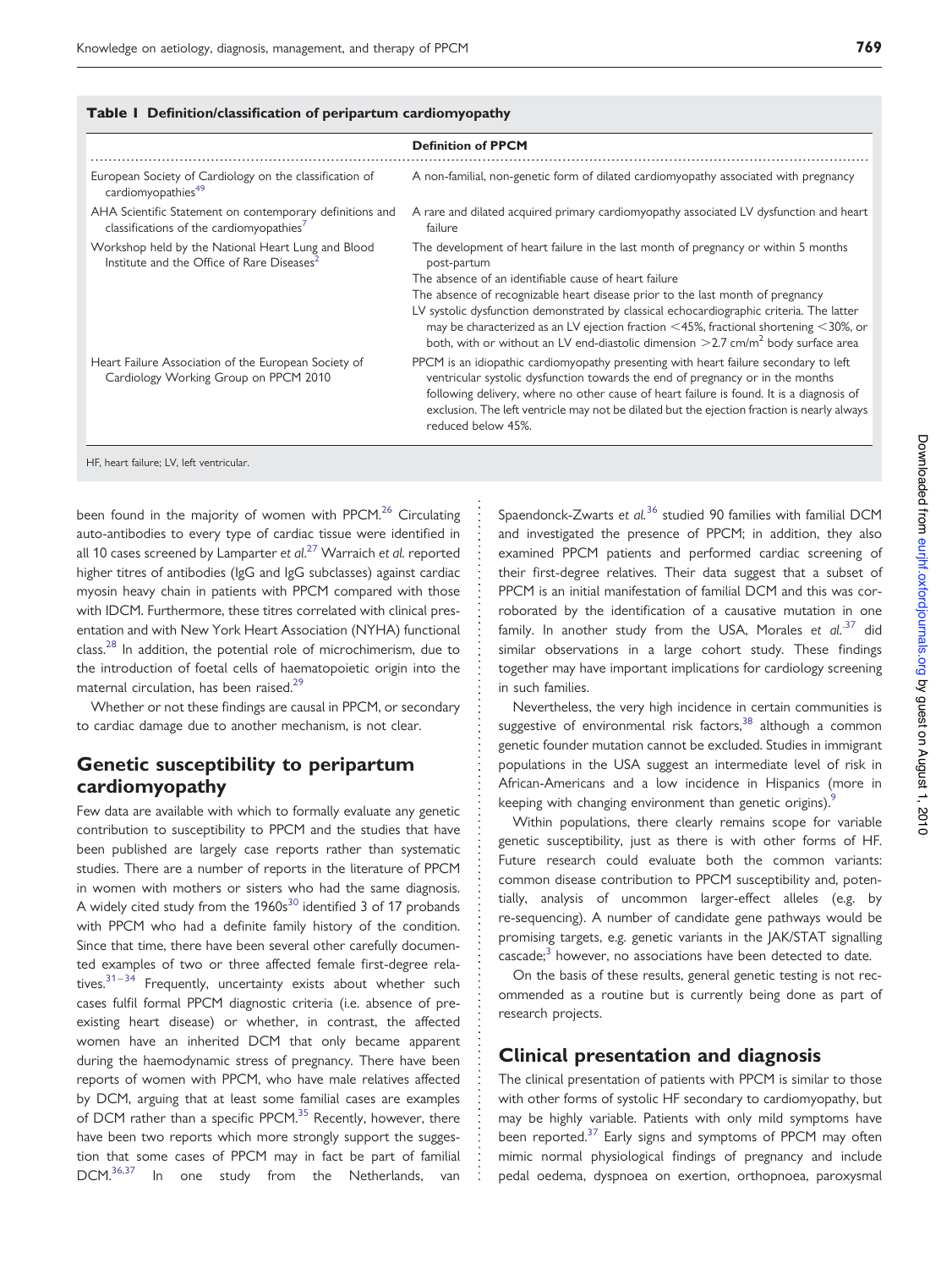**Table 1 Definition/classification of peripartum cardiomyopathy**

| | Definition of PPCM |
|---|---|
| European Society of Cardiology on the classification of cardiomyopathies[49] | A non-familial, non-genetic form of dilated cardiomyopathy associated with pregnancy |
| AHA Scientific Statement on contemporary definitions and classifications of the cardiomyopathies[7] | A rare and dilated acquired primary cardiomyopathy associated LV dysfunction and heart failure |
| Workshop held by the National Heart Lung and Blood Institute and the Office of Rare Diseases[2] | The development of heart failure in the last month of pregnancy or within 5 months post-partum<br>The absence of an identifiable cause of heart failure<br>The absence of recognizable heart disease prior to the last month of pregnancy<br>LV systolic dysfunction demonstrated by classical echocardiographic criteria. The latter may be characterized as an LV ejection fraction <45%, fractional shortening <30%, or both, with or without an LV end-diastolic dimension >2.7 cm/m$^2$ body surface area |
| Heart Failure Association of the European Society of Cardiology Working Group on PPCM 2010 | PPCM is an idiopathic cardiomyopathy presenting with heart failure secondary to left ventricular systolic dysfunction towards the end of pregnancy or in the months following delivery, where no other cause of heart failure is found. It is a diagnosis of exclusion. The left ventricle may not be dilated but the ejection fraction is nearly always reduced below 45%. |

HF, heart failure; LV, left ventricular.

been found in the majority of women with PPCM.[26] Circulating auto-antibodies to every type of cardiac tissue were identified in all 10 cases screened by Lamparter *et al.*[27] Warraich *et al.* reported higher titres of antibodies (IgG and IgG subclasses) against cardiac myosin heavy chain in patients with PPCM compared with those with IDCM. Furthermore, these titres correlated with clinical presentation and with New York Heart Association (NYHA) functional class.[28] In addition, the potential role of microchimerism, due to the introduction of foetal cells of haematopoietic origin into the maternal circulation, has been raised.[29]

Whether or not these findings are causal in PPCM, or secondary to cardiac damage due to another mechanism, is not clear.

## Genetic susceptibility to peripartum cardiomyopathy

Few data are available with which to formally evaluate any genetic contribution to susceptibility to PPCM and the studies that have been published are largely case reports rather than systematic studies. There are a number of reports in the literature of PPCM in women with mothers or sisters who had the same diagnosis. A widely cited study from the 1960s[30] identified 3 of 17 probands with PPCM who had a definite family history of the condition. Since that time, there have been several other carefully documented examples of two or three affected female first-degree relatives.[31–34] Frequently, uncertainty exists about whether such cases fulfil formal PPCM diagnostic criteria (i.e. absence of pre-existing heart disease) or whether, in contrast, the affected women have an inherited DCM that only became apparent during the haemodynamic stress of pregnancy. There have been reports of women with PPCM, who have male relatives affected by DCM, arguing that at least some familial cases are examples of DCM rather than a specific PPCM.[35] Recently, however, there have been two reports which more strongly support the suggestion that some cases of PPCM may in fact be part of familial DCM.[36,37] In one study from the Netherlands, van Spaendonck-Zwarts *et al.*[36] studied 90 families with familial DCM and investigated the presence of PPCM; in addition, they also examined PPCM patients and performed cardiac screening of their first-degree relatives. Their data suggest that a subset of PPCM is an initial manifestation of familial DCM and this was corroborated by the identification of a causative mutation in one family. In another study from the USA, Morales *et al.*[37] did similar observations in a large cohort study. These findings together may have important implications for cardiology screening in such families.

Nevertheless, the very high incidence in certain communities is suggestive of environmental risk factors,[38] although a common genetic founder mutation cannot be excluded. Studies in immigrant populations in the USA suggest an intermediate level of risk in African-Americans and a low incidence in Hispanics (more in keeping with changing environment than genetic origins).[9]

Within populations, there clearly remains scope for variable genetic susceptibility, just as there is with other forms of HF. Future research could evaluate both the common variants: common disease contribution to PPCM susceptibility and, potentially, analysis of uncommon larger-effect alleles (e.g. by re-sequencing). A number of candidate gene pathways would be promising targets, e.g. genetic variants in the JAK/STAT signalling cascade;[3] however, no associations have been detected to date.

On the basis of these results, general genetic testing is not recommended as a routine but is currently being done as part of research projects.

## Clinical presentation and diagnosis

The clinical presentation of patients with PPCM is similar to those with other forms of systolic HF secondary to cardiomyopathy, but may be highly variable. Patients with only mild symptoms have been reported.[37] Early signs and symptoms of PPCM may often mimic normal physiological findings of pregnancy and include pedal oedema, dyspnoea on exertion, orthopnoea, paroxysmal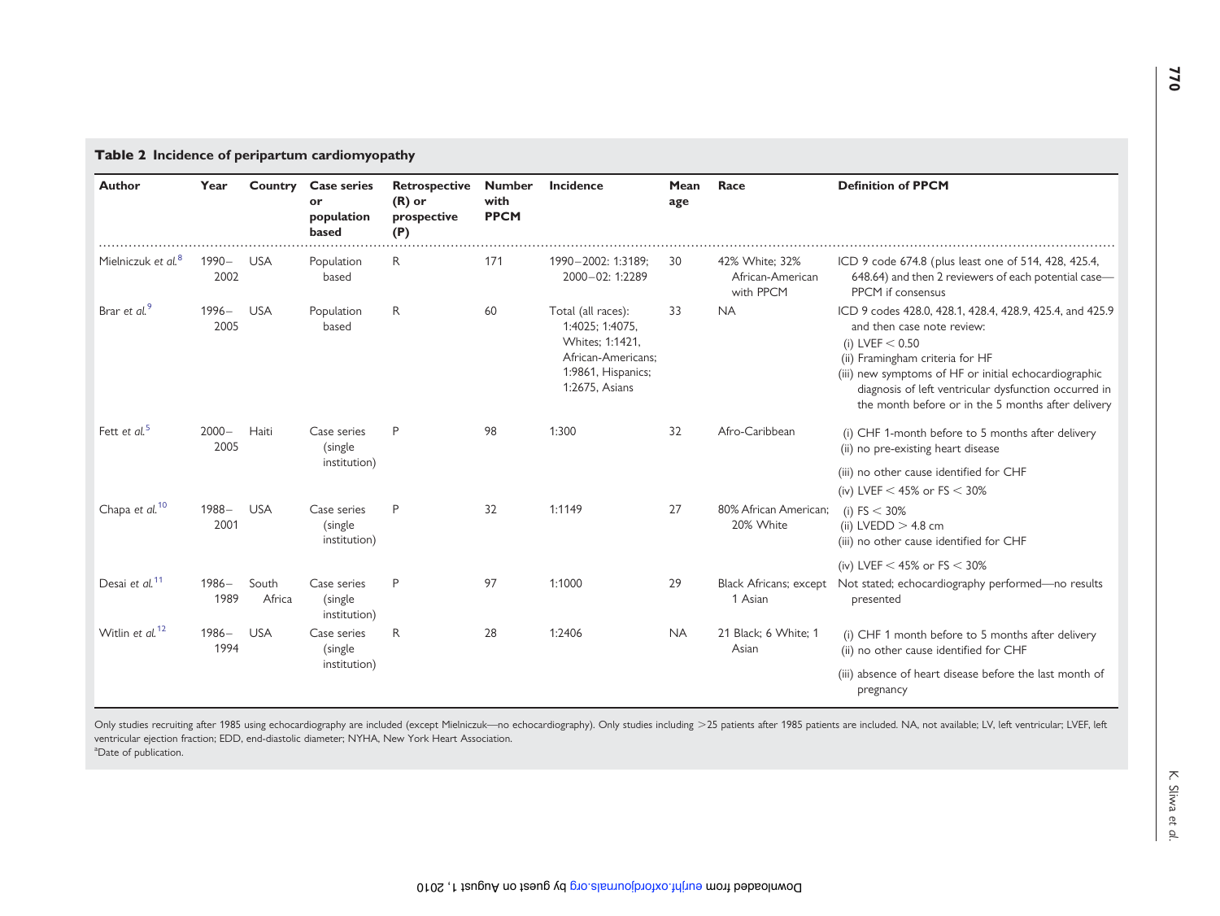**Table 2 Incidence of peripartum cardiomyopathy**

| Author | Year | Country | Case series or population based | Retrospective (R) or prospective (P) | Number with PPCM | Incidence | Mean age | Race | Definition of PPCM |
|---|---|---|---|---|---|---|---|---|---|
| Mielniczuk *et al.*[8] | 1990–2002 | USA | Population based | R | 171 | 1990–2002: 1:3189; 2000–02: 1:2289 | 30 | 42% White; 32% African-American with PPCM | ICD 9 code 674.8 (plus least one of 514, 428, 425.4, 648.64) and then 2 reviewers of each potential case—PPCM if consensus |
| Brar *et al.*[9] | 1996–2005 | USA | Population based | R | 60 | Total (all races): 1:4025; 1:4075, Whites; 1:1421, African-Americans; 1:9861, Hispanics; 1:2675, Asians | 33 | NA | ICD 9 codes 428.0, 428.1, 428.4, 428.9, 425.4, and 425.9 and then case note review: (i) LVEF < 0.50 (ii) Framingham criteria for HF (iii) new symptoms of HF or initial echocardiographic diagnosis of left ventricular dysfunction occurred in the month before or in the 5 months after delivery |
| Fett *et al.*[5] | 2000–2005 | Haiti | Case series (single institution) | P | 98 | 1:300 | 32 | Afro-Caribbean | (i) CHF 1-month before to 5 months after delivery (ii) no pre-existing heart disease (iii) no other cause identified for CHF (iv) LVEF < 45% or FS < 30% |
| Chapa *et al.*[10] | 1988–2001 | USA | Case series (single institution) | P | 32 | 1:1149 | 27 | 80% African American; 20% White | (i) FS < 30% (ii) LVEDD > 4.8 cm (iii) no other cause identified for CHF (iv) LVEF < 45% or FS < 30% |
| Desai *et al.*[11] | 1986–1989 | South Africa | Case series (single institution) | P | 97 | 1:1000 | 29 | Black Africans; except 1 Asian | Not stated; echocardiography performed—no results presented |
| Witlin *et al.*[12] | 1986–1994 | USA | Case series (single institution) | R | 28 | 1:2406 | NA | 21 Black; 6 White; 1 Asian | (i) CHF 1 month before to 5 months after delivery (ii) no other cause identified for CHF (iii) absence of heart disease before the last month of pregnancy |

Only studies recruiting after 1985 using echocardiography are included (except Mielniczuk—no echocardiography). Only studies including >25 patients after 1985 patients are included. NA, not available; LV, left ventricular; LVEF, left ventricular ejection fraction; EDD, end-diastolic diameter; NYHA, New York Heart Association.
[a]Date of publication.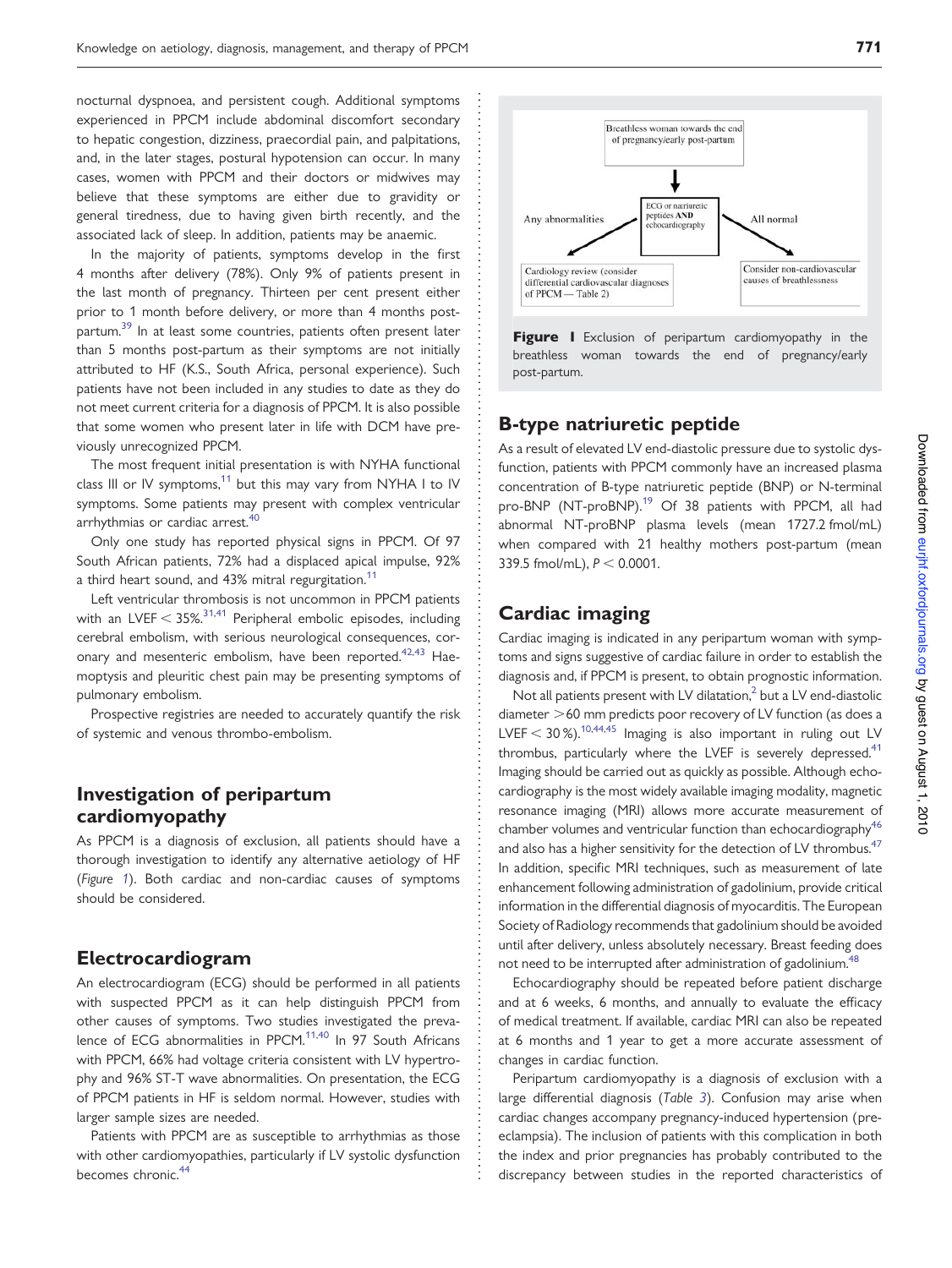nocturnal dyspnoea, and persistent cough. Additional symptoms experienced in PPCM include abdominal discomfort secondary to hepatic congestion, dizziness, praecordial pain, and palpitations, and, in the later stages, postural hypotension can occur. In many cases, women with PPCM and their doctors or midwives may believe that these symptoms are either due to gravidity or general tiredness, due to having given birth recently, and the associated lack of sleep. In addition, patients may be anaemic.

In the majority of patients, symptoms develop in the first 4 months after delivery (78%). Only 9% of patients present in the last month of pregnancy. Thirteen per cent present either prior to 1 month before delivery, or more than 4 months post-partum.[39] In at least some countries, patients often present later than 5 months post-partum as their symptoms are not initially attributed to HF (K.S., South Africa, personal experience). Such patients have not been included in any studies to date as they do not meet current criteria for a diagnosis of PPCM. It is also possible that some women who present later in life with DCM have previously unrecognized PPCM.

The most frequent initial presentation is with NYHA functional class III or IV symptoms,[11] but this may vary from NYHA I to IV symptoms. Some patients may present with complex ventricular arrhythmias or cardiac arrest.[40]

Only one study has reported physical signs in PPCM. Of 97 South African patients, 72% had a displaced apical impulse, 92% a third heart sound, and 43% mitral regurgitation.[11]

Left ventricular thrombosis is not uncommon in PPCM patients with an LVEF < 35%.[31,41] Peripheral embolic episodes, including cerebral embolism, with serious neurological consequences, coronary and mesenteric embolism, have been reported.[42,43] Haemoptysis and pleuritic chest pain may be presenting symptoms of pulmonary embolism.

Prospective registries are needed to accurately quantify the risk of systemic and venous thrombo-embolism.

## Investigation of peripartum cardiomyopathy

As PPCM is a diagnosis of exclusion, all patients should have a thorough investigation to identify any alternative aetiology of HF (*Figure 1*). Both cardiac and non-cardiac causes of symptoms should be considered.

## Electrocardiogram

An electrocardiogram (ECG) should be performed in all patients with suspected PPCM as it can help distinguish PPCM from other causes of symptoms. Two studies investigated the prevalence of ECG abnormalities in PPCM.[11,40] In 97 South Africans with PPCM, 66% had voltage criteria consistent with LV hypertrophy and 96% ST-T wave abnormalities. On presentation, the ECG of PPCM patients in HF is seldom normal. However, studies with larger sample sizes are needed.

Patients with PPCM are as susceptible to arrhythmias as those with other cardiomyopathies, particularly if LV systolic dysfunction becomes chronic.[44]

Breathless woman towards the end of pregnancy/early post-partum → ECG or natriuretic peptides **AND** echocardiography → Any abnormalities: Cardiology review (consider differential cardiovascular diagnoses of PPCM — Table 2); All normal: Consider non-cardiovascular causes of breathlessness

**Figure 1** Exclusion of peripartum cardiomyopathy in the breathless woman towards the end of pregnancy/early post-partum.

## B-type natriuretic peptide

As a result of elevated LV end-diastolic pressure due to systolic dysfunction, patients with PPCM commonly have an increased plasma concentration of B-type natriuretic peptide (BNP) or N-terminal pro-BNP (NT-proBNP).[19] Of 38 patients with PPCM, all had abnormal NT-proBNP plasma levels (mean 1727.2 fmol/mL) when compared with 21 healthy mothers post-partum (mean 339.5 fmol/mL), $P < 0.0001$.

## Cardiac imaging

Cardiac imaging is indicated in any peripartum woman with symptoms and signs suggestive of cardiac failure in order to establish the diagnosis and, if PPCM is present, to obtain prognostic information.

Not all patients present with LV dilatation,[2] but a LV end-diastolic diameter >60 mm predicts poor recovery of LV function (as does a LVEF < 30 %).[10,44,45] Imaging is also important in ruling out LV thrombus, particularly where the LVEF is severely depressed.[41] Imaging should be carried out as quickly as possible. Although echocardiography is the most widely available imaging modality, magnetic resonance imaging (MRI) allows more accurate measurement of chamber volumes and ventricular function than echocardiography[46] and also has a higher sensitivity for the detection of LV thrombus.[47] In addition, specific MRI techniques, such as measurement of late enhancement following administration of gadolinium, provide critical information in the differential diagnosis of myocarditis. The European Society of Radiology recommends that gadolinium should be avoided until after delivery, unless absolutely necessary. Breast feeding does not need to be interrupted after administration of gadolinium.[48]

Echocardiography should be repeated before patient discharge and at 6 weeks, 6 months, and annually to evaluate the efficacy of medical treatment. If available, cardiac MRI can also be repeated at 6 months and 1 year to get a more accurate assessment of changes in cardiac function.

Peripartum cardiomyopathy is a diagnosis of exclusion with a large differential diagnosis (*Table 3*). Confusion may arise when cardiac changes accompany pregnancy-induced hypertension (pre-eclampsia). The inclusion of patients with this complication in both the index and prior pregnancies has probably contributed to the discrepancy between studies in the reported characteristics of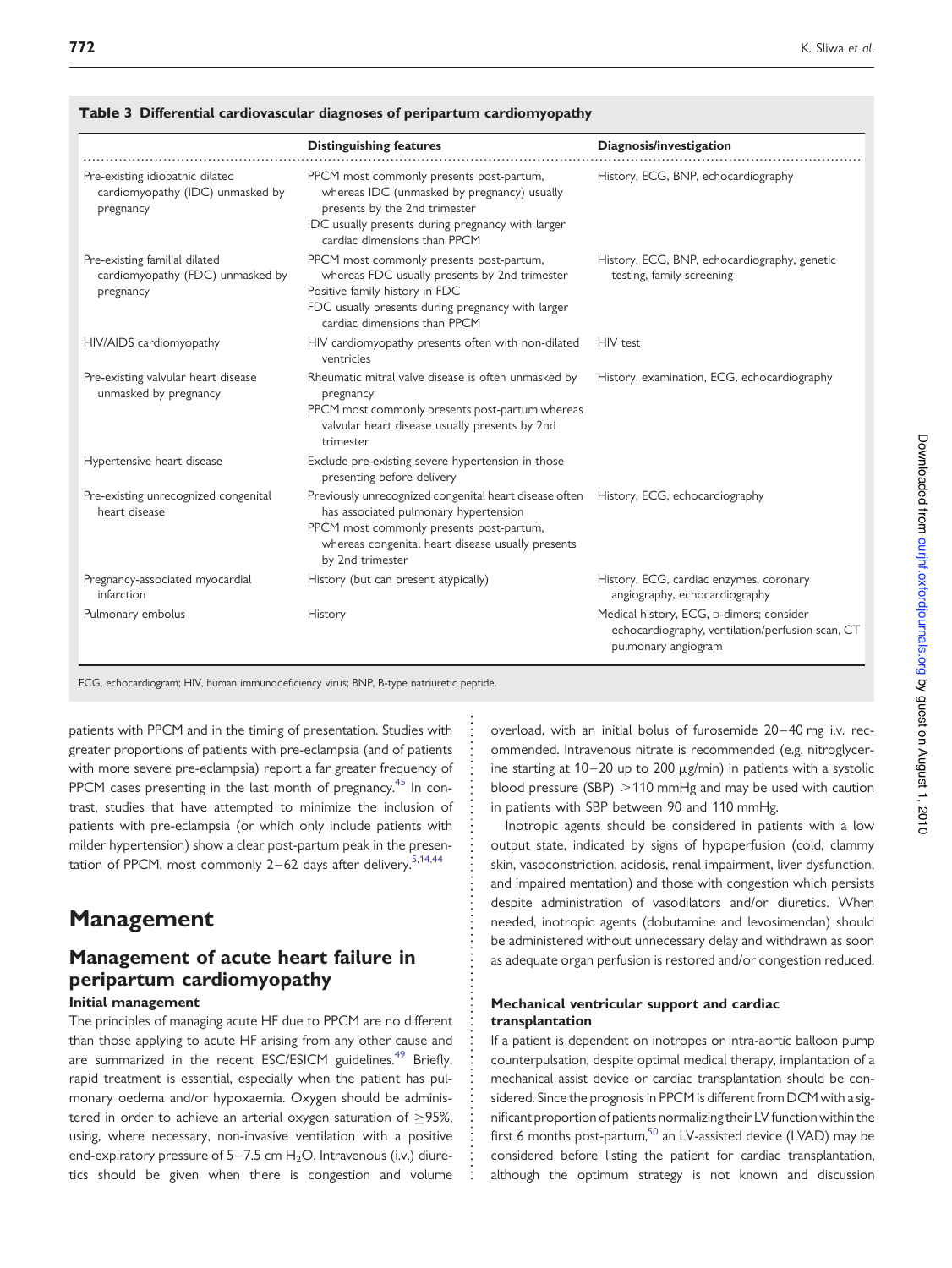**Table 3 Differential cardiovascular diagnoses of peripartum cardiomyopathy**

| | Distinguishing features | Diagnosis/investigation |
|---|---|---|
| Pre-existing idiopathic dilated cardiomyopathy (IDC) unmasked by pregnancy | PPCM most commonly presents post-partum, whereas IDC (unmasked by pregnancy) usually presents by the 2nd trimester<br>IDC usually presents during pregnancy with larger cardiac dimensions than PPCM | History, ECG, BNP, echocardiography |
| Pre-existing familial dilated cardiomyopathy (FDC) unmasked by pregnancy | PPCM most commonly presents post-partum, whereas FDC usually presents by 2nd trimester<br>Positive family history in FDC<br>FDC usually presents during pregnancy with larger cardiac dimensions than PPCM | History, ECG, BNP, echocardiography, genetic testing, family screening |
| HIV/AIDS cardiomyopathy | HIV cardiomyopathy presents often with non-dilated ventricles | HIV test |
| Pre-existing valvular heart disease unmasked by pregnancy | Rheumatic mitral valve disease is often unmasked by pregnancy<br>PPCM most commonly presents post-partum whereas valvular heart disease usually presents by 2nd trimester | History, examination, ECG, echocardiography |
| Hypertensive heart disease | Exclude pre-existing severe hypertension in those presenting before delivery | |
| Pre-existing unrecognized congenital heart disease | Previously unrecognized congenital heart disease often has associated pulmonary hypertension<br>PPCM most commonly presents post-partum, whereas congenital heart disease usually presents by 2nd trimester | History, ECG, echocardiography |
| Pregnancy-associated myocardial infarction | History (but can present atypically) | History, ECG, cardiac enzymes, coronary angiography, echocardiography |
| Pulmonary embolus | History | Medical history, ECG, D-dimers; consider echocardiography, ventilation/perfusion scan, CT pulmonary angiogram |

ECG, echocardiogram; HIV, human immunodeficiency virus; BNP, B-type natriuretic peptide.

patients with PPCM and in the timing of presentation. Studies with greater proportions of patients with pre-eclampsia (and of patients with more severe pre-eclampsia) report a far greater frequency of PPCM cases presenting in the last month of pregnancy.[45] In contrast, studies that have attempted to minimize the inclusion of patients with pre-eclampsia (or which only include patients with milder hypertension) show a clear post-partum peak in the presentation of PPCM, most commonly 2–62 days after delivery.[5,14,44]

# Management

## Management of acute heart failure in peripartum cardiomyopathy

### Initial management

The principles of managing acute HF due to PPCM are no different than those applying to acute HF arising from any other cause and are summarized in the recent ESC/ESICM guidelines.[49] Briefly, rapid treatment is essential, especially when the patient has pulmonary oedema and/or hypoxaemia. Oxygen should be administered in order to achieve an arterial oxygen saturation of $\geq$95%, using, where necessary, non-invasive ventilation with a positive end-expiratory pressure of 5–7.5 cm $H_2O$. Intravenous (i.v.) diuretics should be given when there is congestion and volume overload, with an initial bolus of furosemide 20–40 mg i.v. recommended. Intravenous nitrate is recommended (e.g. nitroglycerine starting at 10–20 up to 200 $\mu$g/min) in patients with a systolic blood pressure (SBP) >110 mmHg and may be used with caution in patients with SBP between 90 and 110 mmHg.

Inotropic agents should be considered in patients with a low output state, indicated by signs of hypoperfusion (cold, clammy skin, vasoconstriction, acidosis, renal impairment, liver dysfunction, and impaired mentation) and those with congestion which persists despite administration of vasodilators and/or diuretics. When needed, inotropic agents (dobutamine and levosimendan) should be administered without unnecessary delay and withdrawn as soon as adequate organ perfusion is restored and/or congestion reduced.

### Mechanical ventricular support and cardiac transplantation

If a patient is dependent on inotropes or intra-aortic balloon pump counterpulsation, despite optimal medical therapy, implantation of a mechanical assist device or cardiac transplantation should be considered. Since the prognosis in PPCM is different from DCM with a significant proportion of patients normalizing their LV function within the first 6 months post-partum,[50] an LV-assisted device (LVAD) may be considered before listing the patient for cardiac transplantation, although the optimum strategy is not known and discussion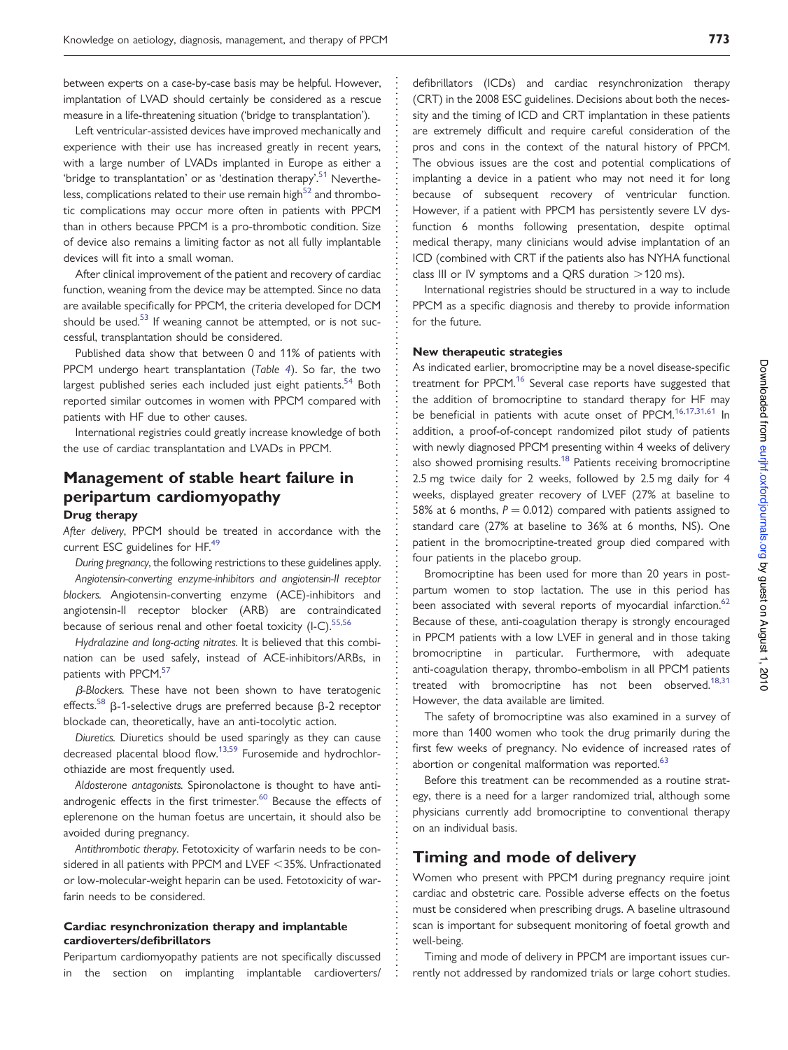between experts on a case-by-case basis may be helpful. However, implantation of LVAD should certainly be considered as a rescue measure in a life-threatening situation ('bridge to transplantation').

Left ventricular-assisted devices have improved mechanically and experience with their use has increased greatly in recent years, with a large number of LVADs implanted in Europe as either a 'bridge to transplantation' or as 'destination therapy'.[51] Nevertheless, complications related to their use remain high[52] and thrombotic complications may occur more often in patients with PPCM than in others because PPCM is a pro-thrombotic condition. Size of device also remains a limiting factor as not all fully implantable devices will fit into a small woman.

After clinical improvement of the patient and recovery of cardiac function, weaning from the device may be attempted. Since no data are available specifically for PPCM, the criteria developed for DCM should be used.[53] If weaning cannot be attempted, or is not successful, transplantation should be considered.

Published data show that between 0 and 11% of patients with PPCM undergo heart transplantation (*Table 4*). So far, the two largest published series each included just eight patients.[54] Both reported similar outcomes in women with PPCM compared with patients with HF due to other causes.

International registries could greatly increase knowledge of both the use of cardiac transplantation and LVADs in PPCM.

## Management of stable heart failure in peripartum cardiomyopathy

### Drug therapy

*After delivery*, PPCM should be treated in accordance with the current ESC guidelines for HF.[49]

*During pregnancy*, the following restrictions to these guidelines apply.

*Angiotensin-converting enzyme-inhibitors and angiotensin-II receptor blockers.* Angiotensin-converting enzyme (ACE)-inhibitors and angiotensin-II receptor blocker (ARB) are contraindicated because of serious renal and other foetal toxicity (I-C).[55,56]

*Hydralazine and long-acting nitrates.* It is believed that this combination can be used safely, instead of ACE-inhibitors/ARBs, in patients with PPCM.[57]

*β-Blockers.* These have not been shown to have teratogenic effects.[58] β-1-selective drugs are preferred because β-2 receptor blockade can, theoretically, have an anti-tocolytic action.

*Diuretics.* Diuretics should be used sparingly as they can cause decreased placental blood flow.[13,59] Furosemide and hydrochlorothiazide are most frequently used.

*Aldosterone antagonists.* Spironolactone is thought to have anti-androgenic effects in the first trimester.[60] Because the effects of eplerenone on the human foetus are uncertain, it should also be avoided during pregnancy.

*Antithrombotic therapy.* Fetotoxicity of warfarin needs to be considered in all patients with PPCM and LVEF <35%. Unfractionated or low-molecular-weight heparin can be used. Fetotoxicity of warfarin needs to be considered.

### Cardiac resynchronization therapy and implantable cardioverters/defibrillators

Peripartum cardiomyopathy patients are not specifically discussed in the section on implanting implantable cardioverters/defibrillators (ICDs) and cardiac resynchronization therapy (CRT) in the 2008 ESC guidelines. Decisions about both the necessity and the timing of ICD and CRT implantation in these patients are extremely difficult and require careful consideration of the pros and cons in the context of the natural history of PPCM. The obvious issues are the cost and potential complications of implanting a device in a patient who may not need it for long because of subsequent recovery of ventricular function. However, if a patient with PPCM has persistently severe LV dysfunction 6 months following presentation, despite optimal medical therapy, many clinicians would advise implantation of an ICD (combined with CRT if the patients also has NYHA functional class III or IV symptoms and a QRS duration >120 ms).

International registries should be structured in a way to include PPCM as a specific diagnosis and thereby to provide information for the future.

### New therapeutic strategies

As indicated earlier, bromocriptine may be a novel disease-specific treatment for PPCM.[16] Several case reports have suggested that the addition of bromocriptine to standard therapy for HF may be beneficial in patients with acute onset of PPCM.[16,17,31,61] In addition, a proof-of-concept randomized pilot study of patients with newly diagnosed PPCM presenting within 4 weeks of delivery also showed promising results.[18] Patients receiving bromocriptine 2.5 mg twice daily for 2 weeks, followed by 2.5 mg daily for 4 weeks, displayed greater recovery of LVEF (27% at baseline to 58% at 6 months, $P = 0.012$) compared with patients assigned to standard care (27% at baseline to 36% at 6 months, NS). One patient in the bromocriptine-treated group died compared with four patients in the placebo group.

Bromocriptine has been used for more than 20 years in post-partum women to stop lactation. The use in this period has been associated with several reports of myocardial infarction.[62] Because of these, anti-coagulation therapy is strongly encouraged in PPCM patients with a low LVEF in general and in those taking bromocriptine in particular. Furthermore, with adequate anti-coagulation therapy, thrombo-embolism in all PPCM patients treated with bromocriptine has not been observed.[18,31] However, the data available are limited.

The safety of bromocriptine was also examined in a survey of more than 1400 women who took the drug primarily during the first few weeks of pregnancy. No evidence of increased rates of abortion or congenital malformation was reported.[63]

Before this treatment can be recommended as a routine strategy, there is a need for a larger randomized trial, although some physicians currently add bromocriptine to conventional therapy on an individual basis.

## Timing and mode of delivery

Women who present with PPCM during pregnancy require joint cardiac and obstetric care. Possible adverse effects on the foetus must be considered when prescribing drugs. A baseline ultrasound scan is important for subsequent monitoring of foetal growth and well-being.

Timing and mode of delivery in PPCM are important issues currently not addressed by randomized trials or large cohort studies.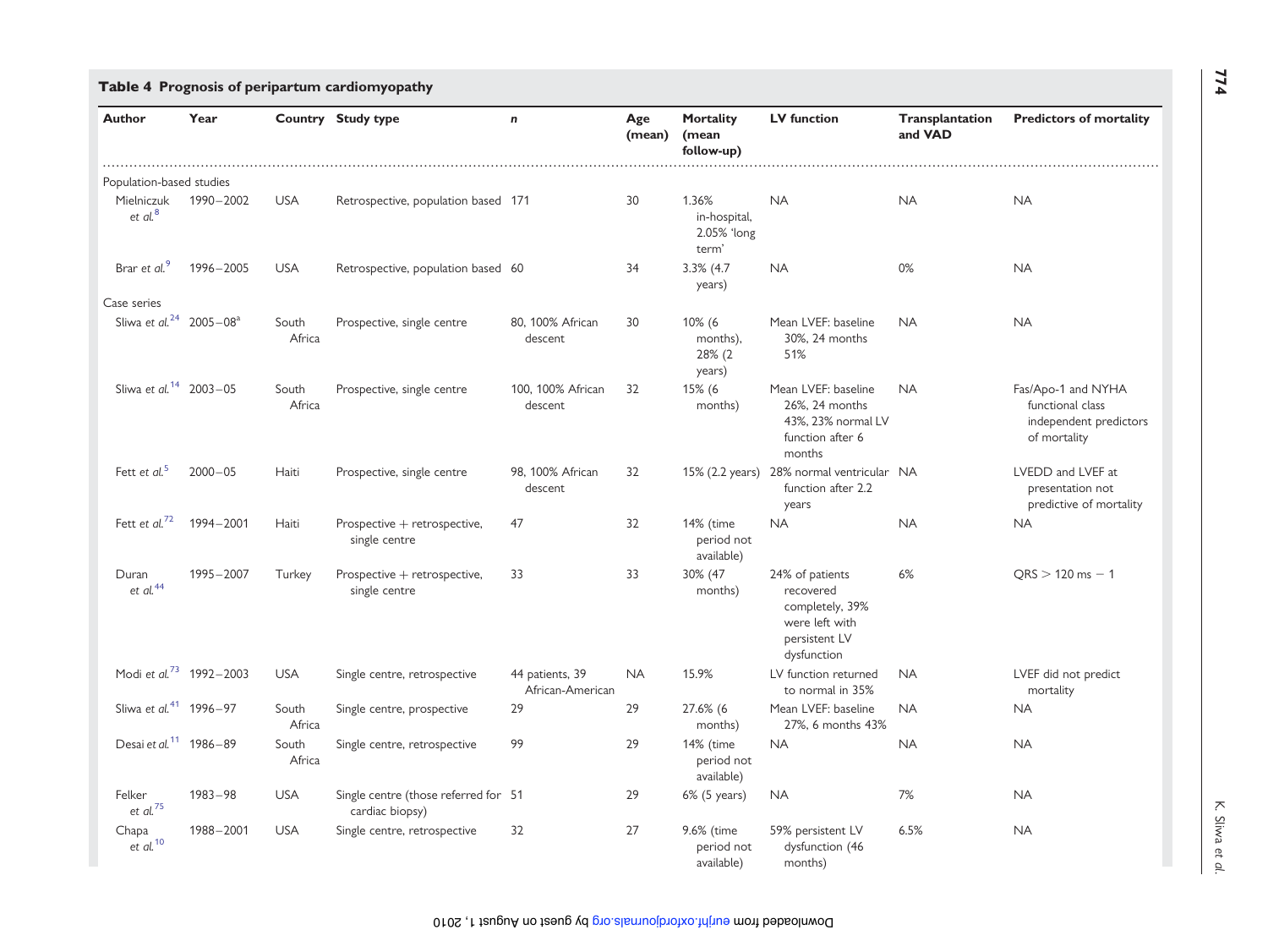**Table 4 Prognosis of peripartum cardiomyopathy**

| Author | Year | Country | Study type | n | Age (mean) | Mortality (mean follow-up) | LV function | Transplantation and VAD | Predictors of mortality |
|---|---|---|---|---|---|---|---|---|---|
| Population-based studies | | | | | | | | | |
| Mielniczuk et al.[8] | 1990–2002 | USA | Retrospective, population based | 171 | 30 | 1.36% in-hospital, 2.05% 'long term' | NA | NA | NA |
| Brar et al.[9] | 1996–2005 | USA | Retrospective, population based | 60 | 34 | 3.3% (4.7 years) | NA | 0% | NA |
| Case series | | | | | | | | | |
| Sliwa et al.[24] | 2005–08[a] | South Africa | Prospective, single centre | 80, 100% African descent | 30 | 10% (6 months), 28% (2 years) | Mean LVEF: baseline 30%, 24 months 51% | NA | NA |
| Sliwa et al.[14] | 2003–05 | South Africa | Prospective, single centre | 100, 100% African descent | 32 | 15% (6 months) | Mean LVEF: baseline 26%, 24 months 43%, 23% normal LV function after 6 months | NA | Fas/Apo-1 and NYHA functional class independent predictors of mortality |
| Fett et al.[5] | 2000–05 | Haiti | Prospective, single centre | 98, 100% African descent | 32 | 15% (2.2 years) | 28% normal ventricular function after 2.2 years | NA | LVEDD and LVEF at presentation not predictive of mortality |
| Fett et al.[72] | 1994–2001 | Haiti | Prospective + retrospective, single centre | 47 | 32 | 14% (time period not available) | NA | NA | NA |
| Duran et al.[44] | 1995–2007 | Turkey | Prospective + retrospective, single centre | 33 | 33 | 30% (47 months) | 24% of patients recovered completely, 39% were left with persistent LV dysfunction | 6% | QRS > 120 ms − 1 |
| Modi et al.[73] | 1992–2003 | USA | Single centre, retrospective | 44 patients, 39 African-American | NA | 15.9% | LV function returned to normal in 35% | NA | LVEF did not predict mortality |
| Sliwa et al.[41] | 1996–97 | South Africa | Single centre, prospective | 29 | 29 | 27.6% (6 months) | Mean LVEF: baseline 27%, 6 months 43% | NA | NA |
| Desai et al.[11] | 1986–89 | South Africa | Single centre, retrospective | 99 | 29 | 14% (time period not available) | NA | NA | NA |
| Felker et al.[75] | 1983–98 | USA | Single centre (those referred for cardiac biopsy) | 51 | 29 | 6% (5 years) | NA | 7% | NA |
| Chapa et al.[10] | 1988–2001 | USA | Single centre, retrospective | 32 | 27 | 9.6% (time period not available) | 59% persistent LV dysfunction (46 months) | 6.5% | NA |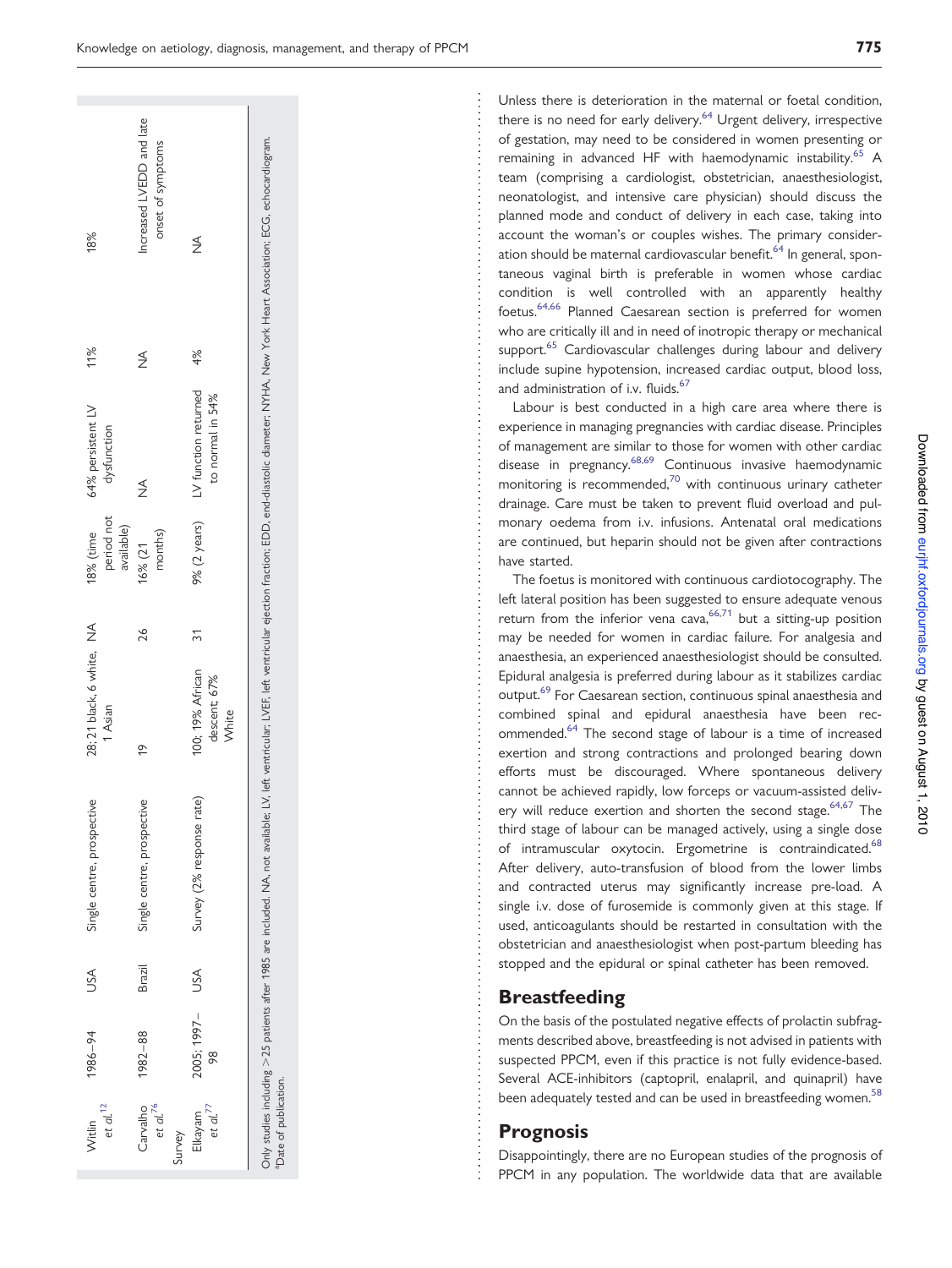| | | | | | | | | | |
|---|---|---|---|---|---|---|---|---|---|
| Witlin *et al.*[12] | 1986–94 | USA | Single centre, prospective | 28; 21 black, 6 white, 1 Asian | NA | 18% (time period not available) | 64% persistent LV dysfunction | 11% | 18% |
| Carvalho *et al.*[76] | 1982–88 | Brazil | Single centre, prospective | 19 | 26 | 16% (21 months) | NA | NA | Increased LVEDD and late onset of symptoms |
| Survey | | | | | | | | | |
| Elkayam *et al.*[77] | 2005; 1997–98 | USA | Survey (2% response rate) | 100; 19% African descent; 67% White | 31 | 9% (2 years) | LV function returned to normal in 54% | 4% | NA |

Only studies including >25 patients after 1985 are included. NA, not available; LV, left ventricular; LVEF, left ventricular ejection fraction; EDD, end-diastolic diameter; NYHA, New York Heart Association; ECG, echocardiogram.
[a]Date of publication.

Unless there is deterioration in the maternal or foetal condition, there is no need for early delivery.[64] Urgent delivery, irrespective of gestation, may need to be considered in women presenting or remaining in advanced HF with haemodynamic instability.[65] A team (comprising a cardiologist, obstetrician, anaesthesiologist, neonatologist, and intensive care physician) should discuss the planned mode and conduct of delivery in each case, taking into account the woman's or couples wishes. The primary consideration should be maternal cardiovascular benefit.[64] In general, spontaneous vaginal birth is preferable in women whose cardiac condition is well controlled with an apparently healthy foetus.[64,66] Planned Caesarean section is preferred for women who are critically ill and in need of inotropic therapy or mechanical support.[65] Cardiovascular challenges during labour and delivery include supine hypotension, increased cardiac output, blood loss, and administration of i.v. fluids.[67]

Labour is best conducted in a high care area where there is experience in managing pregnancies with cardiac disease. Principles of management are similar to those for women with other cardiac disease in pregnancy.[68,69] Continuous invasive haemodynamic monitoring is recommended,[70] with continuous urinary catheter drainage. Care must be taken to prevent fluid overload and pulmonary oedema from i.v. infusions. Antenatal oral medications are continued, but heparin should not be given after contractions have started.

The foetus is monitored with continuous cardiotocography. The left lateral position has been suggested to ensure adequate venous return from the inferior vena cava,[66,71] but a sitting-up position may be needed for women in cardiac failure. For analgesia and anaesthesia, an experienced anaesthesiologist should be consulted. Epidural analgesia is preferred during labour as it stabilizes cardiac output.[69] For Caesarean section, continuous spinal anaesthesia and combined spinal and epidural anaesthesia have been recommended.[64] The second stage of labour is a time of increased exertion and strong contractions and prolonged bearing down efforts must be discouraged. Where spontaneous delivery cannot be achieved rapidly, low forceps or vacuum-assisted delivery will reduce exertion and shorten the second stage.[64,67] The third stage of labour can be managed actively, using a single dose of intramuscular oxytocin. Ergometrine is contraindicated.[68] After delivery, auto-transfusion of blood from the lower limbs and contracted uterus may significantly increase pre-load. A single i.v. dose of furosemide is commonly given at this stage. If used, anticoagulants should be restarted in consultation with the obstetrician and anaesthesiologist when post-partum bleeding has stopped and the epidural or spinal catheter has been removed.

## Breastfeeding

On the basis of the postulated negative effects of prolactin subfragments described above, breastfeeding is not advised in patients with suspected PPCM, even if this practice is not fully evidence-based. Several ACE-inhibitors (captopril, enalapril, and quinapril) have been adequately tested and can be used in breastfeeding women.[58]

## Prognosis

Disappointingly, there are no European studies of the prognosis of PPCM in any population. The worldwide data that are available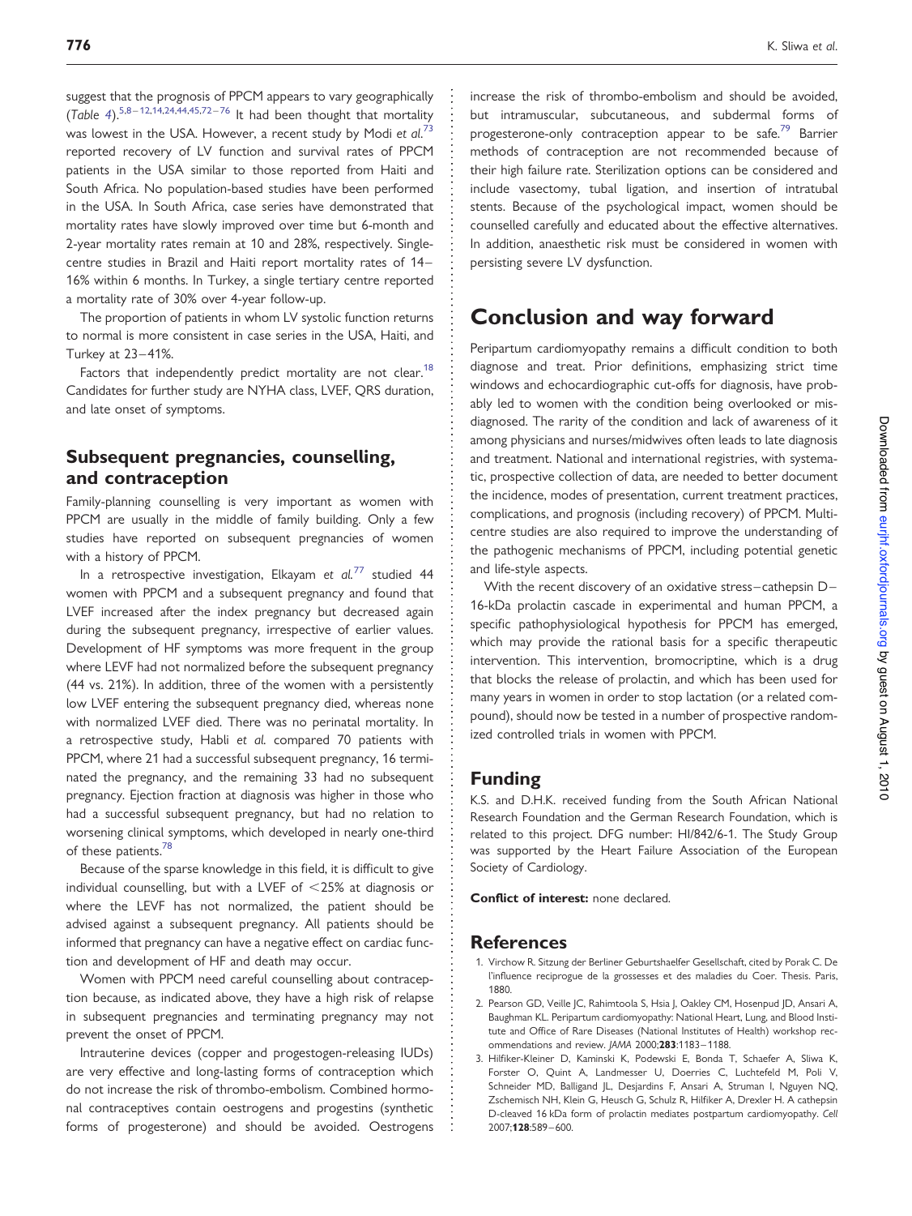suggest that the prognosis of PPCM appears to vary geographically (*Table 4*).[5,8–12,14,24,44,45,72–76] It had been thought that mortality was lowest in the USA. However, a recent study by Modi *et al.*[73] reported recovery of LV function and survival rates of PPCM patients in the USA similar to those reported from Haiti and South Africa. No population-based studies have been performed in the USA. In South Africa, case series have demonstrated that mortality rates have slowly improved over time but 6-month and 2-year mortality rates remain at 10 and 28%, respectively. Single-centre studies in Brazil and Haiti report mortality rates of 14–16% within 6 months. In Turkey, a single tertiary centre reported a mortality rate of 30% over 4-year follow-up.

The proportion of patients in whom LV systolic function returns to normal is more consistent in case series in the USA, Haiti, and Turkey at 23–41%.

Factors that independently predict mortality are not clear.[18] Candidates for further study are NYHA class, LVEF, QRS duration, and late onset of symptoms.

## Subsequent pregnancies, counselling, and contraception

Family-planning counselling is very important as women with PPCM are usually in the middle of family building. Only a few studies have reported on subsequent pregnancies of women with a history of PPCM.

In a retrospective investigation, Elkayam *et al.*[77] studied 44 women with PPCM and a subsequent pregnancy and found that LVEF increased after the index pregnancy but decreased again during the subsequent pregnancy, irrespective of earlier values. Development of HF symptoms was more frequent in the group where LEVF had not normalized before the subsequent pregnancy (44 vs. 21%). In addition, three of the women with a persistently low LVEF entering the subsequent pregnancy died, whereas none with normalized LVEF died. There was no perinatal mortality. In a retrospective study, Habli *et al.* compared 70 patients with PPCM, where 21 had a successful subsequent pregnancy, 16 terminated the pregnancy, and the remaining 33 had no subsequent pregnancy. Ejection fraction at diagnosis was higher in those who had a successful subsequent pregnancy, but had no relation to worsening clinical symptoms, which developed in nearly one-third of these patients.[78]

Because of the sparse knowledge in this field, it is difficult to give individual counselling, but with a LVEF of <25% at diagnosis or where the LEVF has not normalized, the patient should be advised against a subsequent pregnancy. All patients should be informed that pregnancy can have a negative effect on cardiac function and development of HF and death may occur.

Women with PPCM need careful counselling about contraception because, as indicated above, they have a high risk of relapse in subsequent pregnancies and terminating pregnancy may not prevent the onset of PPCM.

Intrauterine devices (copper and progestogen-releasing IUDs) are very effective and long-lasting forms of contraception which do not increase the risk of thrombo-embolism. Combined hormonal contraceptives contain oestrogens and progestins (synthetic forms of progesterone) and should be avoided. Oestrogens increase the risk of thrombo-embolism and should be avoided, but intramuscular, subcutaneous, and subdermal forms of progesterone-only contraception appear to be safe.[79] Barrier methods of contraception are not recommended because of their high failure rate. Sterilization options can be considered and include vasectomy, tubal ligation, and insertion of intratubal stents. Because of the psychological impact, women should be counselled carefully and educated about the effective alternatives. In addition, anaesthetic risk must be considered in women with persisting severe LV dysfunction.

# Conclusion and way forward

Peripartum cardiomyopathy remains a difficult condition to both diagnose and treat. Prior definitions, emphasizing strict time windows and echocardiographic cut-offs for diagnosis, have probably led to women with the condition being overlooked or misdiagnosed. The rarity of the condition and lack of awareness of it among physicians and nurses/midwives often leads to late diagnosis and treatment. National and international registries, with systematic, prospective collection of data, are needed to better document the incidence, modes of presentation, current treatment practices, complications, and prognosis (including recovery) of PPCM. Multicentre studies are also required to improve the understanding of the pathogenic mechanisms of PPCM, including potential genetic and life-style aspects.

With the recent discovery of an oxidative stress–cathepsin D–16-kDa prolactin cascade in experimental and human PPCM, a specific pathophysiological hypothesis for PPCM has emerged, which may provide the rational basis for a specific therapeutic intervention. This intervention, bromocriptine, which is a drug that blocks the release of prolactin, and which has been used for many years in women in order to stop lactation (or a related compound), should now be tested in a number of prospective randomized controlled trials in women with PPCM.

## Funding

K.S. and D.H.K. received funding from the South African National Research Foundation and the German Research Foundation, which is related to this project. DFG number: HI/842/6-1. The Study Group was supported by the Heart Failure Association of the European Society of Cardiology.

**Conflict of interest:** none declared.

## References

1. Virchow R. Sitzung der Berliner Geburtshaelfer Gesellschaft, cited by Porak C. De l'influence reciprogue de la grossesses et des maladies du Coer. Thesis. Paris, 1880.
2. Pearson GD, Veille JC, Rahimtoola S, Hsia J, Oakley CM, Hosenpud JD, Ansari A, Baughman KL. Peripartum cardiomyopathy: National Heart, Lung, and Blood Institute and Office of Rare Diseases (National Institutes of Health) workshop recommendations and review. *JAMA* 2000;**283**:1183–1188.
3. Hilfiker-Kleiner D, Kaminski K, Podewski E, Bonda T, Schaefer A, Sliwa K, Forster O, Quint A, Landmesser U, Doerries C, Luchtefeld M, Poli V, Schneider MD, Balligand JL, Desjardins F, Ansari A, Struman I, Nguyen NQ, Zschemisch NH, Klein G, Heusch G, Schulz R, Hilfiker A, Drexler H. A cathepsin D-cleaved 16 kDa form of prolactin mediates postpartum cardiomyopathy. *Cell* 2007;**128**:589–600.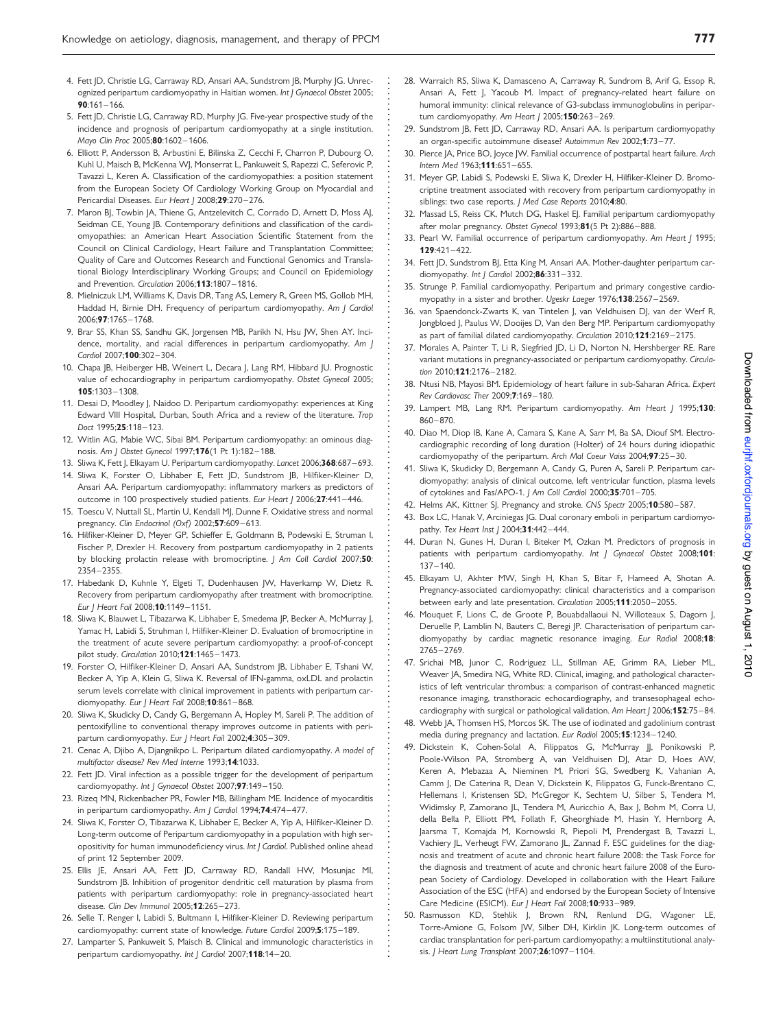4. Fett JD, Christie LG, Carraway RD, Ansari AA, Sundstrom JB, Murphy JG. Unrecognized peripartum cardiomyopathy in Haitian women. *Int J Gynaecol Obstet* 2005; **90**:161–166.
5. Fett JD, Christie LG, Carraway RD, Murphy JG. Five-year prospective study of the incidence and prognosis of peripartum cardiomyopathy at a single institution. *Mayo Clin Proc* 2005;**80**:1602–1606.
6. Elliott P, Andersson B, Arbustini E, Bilinska Z, Cecchi F, Charron P, Dubourg O, Kuhl U, Maisch B, McKenna WJ, Monserrat L, Pankuweit S, Rapezzi C, Seferovic P, Tavazzi L, Keren A. Classification of the cardiomyopathies: a position statement from the European Society Of Cardiology Working Group on Myocardial and Pericardial Diseases. *Eur Heart J* 2008;**29**:270–276.
7. Maron BJ, Towbin JA, Thiene G, Antzelevitch C, Corrado D, Arnett D, Moss AJ, Seidman CE, Young JB. Contemporary definitions and classification of the cardiomyopathies: an American Heart Association Scientific Statement from the Council on Clinical Cardiology, Heart Failure and Transplantation Committee; Quality of Care and Outcomes Research and Functional Genomics and Translational Biology Interdisciplinary Working Groups; and Council on Epidemiology and Prevention. *Circulation* 2006;**113**:1807–1816.
8. Mielniczuk LM, Williams K, Davis DR, Tang AS, Lemery R, Green MS, Gollob MH, Haddad H, Birnie DH. Frequency of peripartum cardiomyopathy. *Am J Cardiol* 2006;**97**:1765–1768.
9. Brar SS, Khan SS, Sandhu GK, Jorgensen MB, Parikh N, Hsu JW, Shen AY. Incidence, mortality, and racial differences in peripartum cardiomyopathy. *Am J Cardiol* 2007;**100**:302–304.
10. Chapa JB, Heiberger HB, Weinert L, Decara J, Lang RM, Hibbard JU. Prognostic value of echocardiography in peripartum cardiomyopathy. *Obstet Gynecol* 2005; **105**:1303–1308.
11. Desai D, Moodley J, Naidoo D. Peripartum cardiomyopathy: experiences at King Edward VIII Hospital, Durban, South Africa and a review of the literature. *Trop Doct* 1995;**25**:118–123.
12. Witlin AG, Mabie WC, Sibai BM. Peripartum cardiomyopathy: an ominous diagnosis. *Am J Obstet Gynecol* 1997;**176**(1 Pt 1):182–188.
13. Sliwa K, Fett J, Elkayam U. Peripartum cardiomyopathy. *Lancet* 2006;**368**:687–693.
14. Sliwa K, Forster O, Libhaber E, Fett JD, Sundstrom JB, Hilfiker-Kleiner D, Ansari AA. Peripartum cardiomyopathy: inflammatory markers as predictors of outcome in 100 prospectively studied patients. *Eur Heart J* 2006;**27**:441–446.
15. Toescu V, Nuttall SL, Martin U, Kendall MJ, Dunne F. Oxidative stress and normal pregnancy. *Clin Endocrinol (Oxf)* 2002;**57**:609–613.
16. Hilfiker-Kleiner D, Meyer GP, Schieffer E, Goldmann B, Podewski E, Struman I, Fischer P, Drexler H. Recovery from postpartum cardiomyopathy in 2 patients by blocking prolactin release with bromocriptine. *J Am Coll Cardiol* 2007;**50**: 2354–2355.
17. Habedank D, Kuhnle Y, Elgeti T, Dudenhausen JW, Haverkamp W, Dietz R. Recovery from peripartum cardiomyopathy after treatment with bromocriptine. *Eur J Heart Fail* 2008;**10**:1149–1151.
18. Sliwa K, Blauwet L, Tibazarwa K, Libhaber E, Smedema JP, Becker A, McMurray J, Yamac H, Labidi S, Struhman I, Hilfiker-Kleiner D. Evaluation of bromocriptine in the treatment of acute severe peripartum cardiomyopathy: a proof-of-concept pilot study. *Circulation* 2010;**121**:1465–1473.
19. Forster O, Hilfiker-Kleiner D, Ansari AA, Sundstrom JB, Libhaber E, Tshani W, Becker A, Yip A, Klein G, Sliwa K. Reversal of IFN-gamma, oxLDL and prolactin serum levels correlate with clinical improvement in patients with peripartum cardiomyopathy. *Eur J Heart Fail* 2008;**10**:861–868.
20. Sliwa K, Skudicky D, Candy G, Bergemann A, Hopley M, Sareli P. The addition of pentoxifylline to conventional therapy improves outcome in patients with peripartum cardiomyopathy. *Eur J Heart Fail* 2002;**4**:305–309.
21. Cenac A, Djibo A, Djangnikpo L. Peripartum dilated cardiomyopathy. *A model of multifactor disease? Rev Med Interne* 1993;**14**:1033.
22. Fett JD. Viral infection as a possible trigger for the development of peripartum cardiomyopathy. *Int J Gynaecol Obstet* 2007;**97**:149–150.
23. Rizeq MN, Rickenbacher PR, Fowler MB, Billingham ME. Incidence of myocarditis in peripartum cardiomyopathy. *Am J Cardiol* 1994;**74**:474–477.
24. Sliwa K, Forster O, Tibazarwa K, Libhaber E, Becker A, Yip A, Hilfiker-Kleiner D. Long-term outcome of Peripartum cardiomyopathy in a population with high seropositivity for human immunodeficiency virus. *Int J Cardiol*. Published online ahead of print 12 September 2009.
25. Ellis JE, Ansari AA, Fett JD, Carraway RD, Randall HW, Mosunjac MI, Sundstrom JB. Inhibition of progenitor dendritic cell maturation by plasma from patients with peripartum cardiomyopathy: role in pregnancy-associated heart disease. *Clin Dev Immunol* 2005;**12**:265–273.
26. Selle T, Renger I, Labidi S, Bultmann I, Hilfiker-Kleiner D. Reviewing peripartum cardiomyopathy: current state of knowledge. *Future Cardiol* 2009;**5**:175–189.
27. Lamparter S, Pankuweit S, Maisch B. Clinical and immunologic characteristics in peripartum cardiomyopathy. *Int J Cardiol* 2007;**118**:14–20.
28. Warraich RS, Sliwa K, Damasceno A, Carraway R, Sundrom B, Arif G, Essop R, Ansari A, Fett J, Yacoub M. Impact of pregnancy-related heart failure on humoral immunity: clinical relevance of G3-subclass immunoglobulins in peripartum cardiomyopathy. *Am Heart J* 2005;**150**:263–269.
29. Sundstrom JB, Fett JD, Carraway RD, Ansari AA. Is peripartum cardiomyopathy an organ-specific autoimmune disease? *Autoimmun Rev* 2002;**1**:73–77.
30. Pierce JA, Price BO, Joyce JW. Familial occurrence of postpartal heart failure. *Arch Intern Med* 1963;**111**:651–655.
31. Meyer GP, Labidi S, Podewski E, Sliwa K, Drexler H, Hilfiker-Kleiner D. Bromocriptine treatment associated with recovery from peripartum cardiomyopathy in siblings: two case reports. *J Med Case Reports* 2010;**4**:80.
32. Massad LS, Reiss CK, Mutch DG, Haskel EJ. Familial peripartum cardiomyopathy after molar pregnancy. *Obstet Gynecol* 1993;**81**(5 Pt 2):886–888.
33. Pearl W. Familial occurrence of peripartum cardiomyopathy. *Am Heart J* 1995; **129**:421–422.
34. Fett JD, Sundstrom BJ, Etta King M, Ansari AA. Mother-daughter peripartum cardiomyopathy. *Int J Cardiol* 2002;**86**:331–332.
35. Strunge P. Familial cardiomyopathy. Peripartum and primary congestive cardiomyopathy in a sister and brother. *Ugeskr Laeger* 1976;**138**:2567–2569.
36. van Spaendonck-Zwarts K, van Tintelen J, van Veldhuisen DJ, van der Werf R, Jongbloed J, Paulus W, Dooijes D, Van den Berg MP. Peripartum cardiomyopathy as part of familial dilated cardiomyopathy. *Circulation* 2010;**121**:2169–2175.
37. Morales A, Painter T, Li R, Siegfried JD, Li D, Norton N, Hershberger RE. Rare variant mutations in pregnancy-associated or peripartum cardiomyopathy. *Circulation* 2010;**121**:2176–2182.
38. Ntusi NB, Mayosi BM. Epidemiology of heart failure in sub-Saharan Africa. *Expert Rev Cardiovasc Ther* 2009;**7**:169–180.
39. Lampert MB, Lang RM. Peripartum cardiomyopathy. *Am Heart J* 1995;**130**: 860–870.
40. Diao M, Diop IB, Kane A, Camara S, Kane A, Sarr M, Ba SA, Diouf SM. Electrocardiographic recording of long duration (Holter) of 24 hours during idiopathic cardiomyopathy of the peripartum. *Arch Mal Coeur Vaiss* 2004;**97**:25–30.
41. Sliwa K, Skudicky D, Bergemann A, Candy G, Puren A, Sareli P. Peripartum cardiomyopathy: analysis of clinical outcome, left ventricular function, plasma levels of cytokines and Fas/APO-1. *J Am Coll Cardiol* 2000;**35**:701–705.
42. Helms AK, Kittner SJ. Pregnancy and stroke. *CNS Spectr* 2005;**10**:580–587.
43. Box LC, Hanak V, Arciniegas JG. Dual coronary emboli in peripartum cardiomyopathy. *Tex Heart Inst J* 2004;**31**:442–444.
44. Duran N, Gunes H, Duran I, Biteker M, Ozkan M. Predictors of prognosis in patients with peripartum cardiomyopathy. *Int J Gynaecol Obstet* 2008;**101**: 137–140.
45. Elkayam U, Akhter MW, Singh H, Khan S, Bitar F, Hameed A, Shotan A. Pregnancy-associated cardiomyopathy: clinical characteristics and a comparison between early and late presentation. *Circulation* 2005;**111**:2050–2055.
46. Mouquet F, Lions C, de Groote P, Bouabdallaoui N, Willoteaux S, Dagorn J, Deruelle P, Lamblin N, Bauters C, Beregi JP. Characterisation of peripartum cardiomyopathy by cardiac magnetic resonance imaging. *Eur Radiol* 2008;**18**: 2765–2769.
47. Srichai MB, Junor C, Rodriguez LL, Stillman AE, Grimm RA, Lieber ML, Weaver JA, Smedira NG, White RD. Clinical, imaging, and pathological characteristics of left ventricular thrombus: a comparison of contrast-enhanced magnetic resonance imaging, transthoracic echocardiography, and transesophageal echocardiography with surgical or pathological validation. *Am Heart J* 2006;**152**:75–84.
48. Webb JA, Thomsen HS, Morcos SK. The use of iodinated and gadolinium contrast media during pregnancy and lactation. *Eur Radiol* 2005;**15**:1234–1240.
49. Dickstein K, Cohen-Solal A, Filippatos G, McMurray JJ, Ponikowski P, Poole-Wilson PA, Stromberg A, van Veldhuisen DJ, Atar D, Hoes AW, Keren A, Mebazaa A, Nieminen M, Priori SG, Swedberg K, Vahanian A, Camm J, De Caterina R, Dean V, Dickstein K, Filippatos G, Funck-Brentano C, Hellemans I, Kristensen SD, McGregor K, Sechtem U, Silber S, Tendera M, Widimsky P, Zamorano JL, Tendera M, Auricchio A, Bax J, Bohm M, Corra U, della Bella P, Elliott PM, Follath F, Gheorghiade M, Hasin Y, Hernborg A, Jaarsma T, Komajda M, Kornowski R, Piepoli M, Prendergast B, Tavazzi L, Vachiery JL, Verheugt FW, Zamorano JL, Zannad F. ESC guidelines for the diagnosis and treatment of acute and chronic heart failure 2008: the Task Force for the diagnosis and treatment of acute and chronic heart failure 2008 of the European Society of Cardiology. Developed in collaboration with the Heart Failure Association of the ESC (HFA) and endorsed by the European Society of Intensive Care Medicine (ESICM). *Eur J Heart Fail* 2008;**10**:933–989.
50. Rasmusson KD, Stehlik J, Brown RN, Renlund DG, Wagoner LE, Torre-Amione G, Folsom JW, Silber DH, Kirklin JK. Long-term outcomes of cardiac transplantation for peri-partum cardiomyopathy: a multiinstitutional analysis. *J Heart Lung Transplant* 2007;**26**:1097–1104.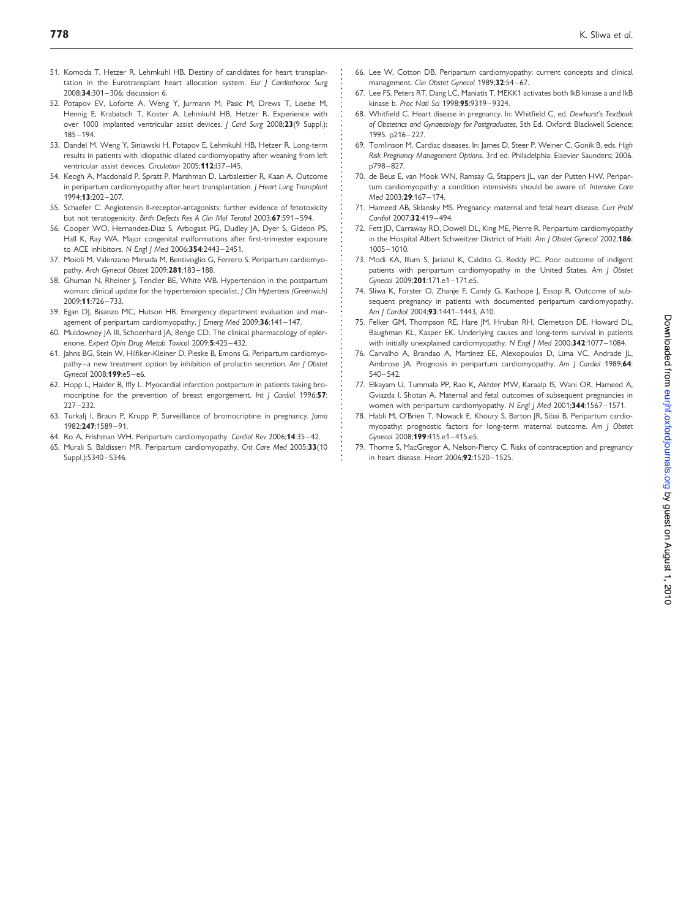51. Komoda T, Hetzer R, Lehmkuhl HB. Destiny of candidates for heart transplantation in the Eurotransplant heart allocation system. *Eur J Cardiothorac Surg* 2008;**34**:301–306; discussion 6.
52. Potapov EV, Loforte A, Weng Y, Jurmann M, Pasic M, Drews T, Loebe M, Hennig E, Krabatsch T, Koster A, Lehmkuhl HB, Hetzer R. Experience with over 1000 implanted ventricular assist devices. *J Card Surg* 2008;**23**(9 Suppl.): 185–194.
53. Dandel M, Weng Y, Siniawski H, Potapov E, Lehmkuhl HB, Hetzer R. Long-term results in patients with idiopathic dilated cardiomyopathy after weaning from left ventricular assist devices. *Circulation* 2005;**112**:I37–I45.
54. Keogh A, Macdonald P, Spratt P, Marshman D, Larbalestier R, Kaan A. Outcome in peripartum cardiomyopathy after heart transplantation. *J Heart Lung Transplant* 1994;**13**:202–207.
55. Schaefer C. Angiotensin II-receptor-antagonists: further evidence of fetotoxicity but not teratogenicity. *Birth Defects Res A Clin Mol Teratol* 2003;**67**:591–594.
56. Cooper WO, Hernandez-Diaz S, Arbogast PG, Dudley JA, Dyer S, Gideon PS, Hall K, Ray WA. Major congenital malformations after first-trimester exposure to ACE inhibitors. *N Engl J Med* 2006;**354**:2443–2451.
57. Moioli M, Valenzano Menada M, Bentivoglio G, Ferrero S. Peripartum cardiomyopathy. *Arch Gynecol Obstet* 2009;**281**:183–188.
58. Ghuman N, Rheiner J, Tendler BE, White WB. Hypertension in the postpartum woman: clinical update for the hypertension specialist. *J Clin Hypertens (Greenwich)* 2009;**11**:726–733.
59. Egan DJ, Bisanzo MC, Hutson HR. Emergency department evaluation and management of peripartum cardiomyopathy. *J Emerg Med* 2009;**36**:141–147.
60. Muldowney JA III, Schoenhard JA, Benge CD. The clinical pharmacology of eplerenone. *Expert Opin Drug Metab Toxicol* 2009;**5**:425–432.
61. Jahns BG, Stein W, Hilfiker-Kleiner D, Pieske B, Emons G. Peripartum cardiomyopathy–a new treatment option by inhibition of prolactin secretion. *Am J Obstet Gynecol* 2008;**199**:e5–e6.
62. Hopp L, Haider B, Iffy L. Myocardial infarction postpartum in patients taking bromocriptine for the prevention of breast engorgement. *Int J Cardiol* 1996;**57**: 227–232.
63. Turkalj I, Braun P, Krupp P. Surveillance of bromocriptine in pregnancy. *Jama* 1982;**247**:1589–91.
64. Ro A, Frishman WH. Peripartum cardiomyopathy. *Cardiol Rev* 2006;**14**:35–42.
65. Murali S, Baldisseri MR. Peripartum cardiomyopathy. *Crit Care Med* 2005;**33**(10 Suppl.):S340–S346.
66. Lee W, Cotton DB. Peripartum cardiomyopathy: current concepts and clinical management. *Clin Obstet Gynecol* 1989;**32**:54–67.
67. Lee FS, Peters RT, Dang LC, Maniatis T. MEKK1 activates both IkB kinase a and IkB kinase b. *Proc Natl Sci* 1998;**95**:9319–9324.
68. Whitfield C. Heart disease in pregnancy. In: Whitfield C, ed. *Dewhurst's Textbook of Obstetrics and Gynaecology for Postgraduates*, 5th Ed. Oxford: Blackwell Science; 1995. p216–227.
69. Tomlinson M. Cardiac diseases. In: James D, Steer P, Weiner C, Gonik B, eds. *High Risk Pregnancy Management Options*. 3rd ed. Philadelphia: Elsevier Saunders; 2006. p798–827.
70. de Beus E, van Mook WN, Ramsay G, Stappers JL, van der Putten HW. Peripartum cardiomyopathy: a condition intensivists should be aware of. *Intensive Care Med* 2003;**29**:167–174.
71. Hameed AB, Sklansky MS. Pregnancy: maternal and fetal heart disease. *Curr Probl Cardiol* 2007;**32**:419–494.
72. Fett JD, Carraway RD, Dowell DL, King ME, Pierre R. Peripartum cardiomyopathy in the Hospital Albert Schweitzer District of Haiti. *Am J Obstet Gynecol* 2002;**186**: 1005–1010.
73. Modi KA, Illum S, Jariatul K, Caldito G, Reddy PC. Poor outcome of indigent patients with peripartum cardiomyopathy in the United States. *Am J Obstet Gynecol* 2009;**201**:171.e1–171.e5.
74. Sliwa K, Forster O, Zhanje F, Candy G, Kachope J, Essop R. Outcome of subsequent pregnancy in patients with documented peripartum cardiomyopathy. *Am J Cardiol* 2004;**93**:1441–1443, A10.
75. Felker GM, Thompson RE, Hare JM, Hruban RH, Clemetson DE, Howard DL, Baughman KL, Kasper EK. Underlying causes and long-term survival in patients with initially unexplained cardiomyopathy. *N Engl J Med* 2000;**342**:1077–1084.
76. Carvalho A, Brandao A, Martinez EE, Alexopoulos D, Lima VC, Andrade JL, Ambrose JA. Prognosis in peripartum cardiomyopathy. *Am J Cardiol* 1989;**64**: 540–542.
77. Elkayam U, Tummala PP, Rao K, Akhter MW, Karaalp IS, Wani OR, Hameed A, Gviazda I, Shotan A. Maternal and fetal outcomes of subsequent pregnancies in women with peripartum cardiomyopathy. *N Engl J Med* 2001;**344**:1567–1571.
78. Habli M, O'Brien T, Nowack E, Khoury S, Barton JR, Sibai B. Peripartum cardiomyopathy: prognostic factors for long-term maternal outcome. *Am J Obstet Gynecol* 2008;**199**:415.e1–415.e5.
79. Thorne S, MacGregor A, Nelson-Piercy C. Risks of contraception and pregnancy in heart disease. *Heart* 2006;**92**:1520–1525.